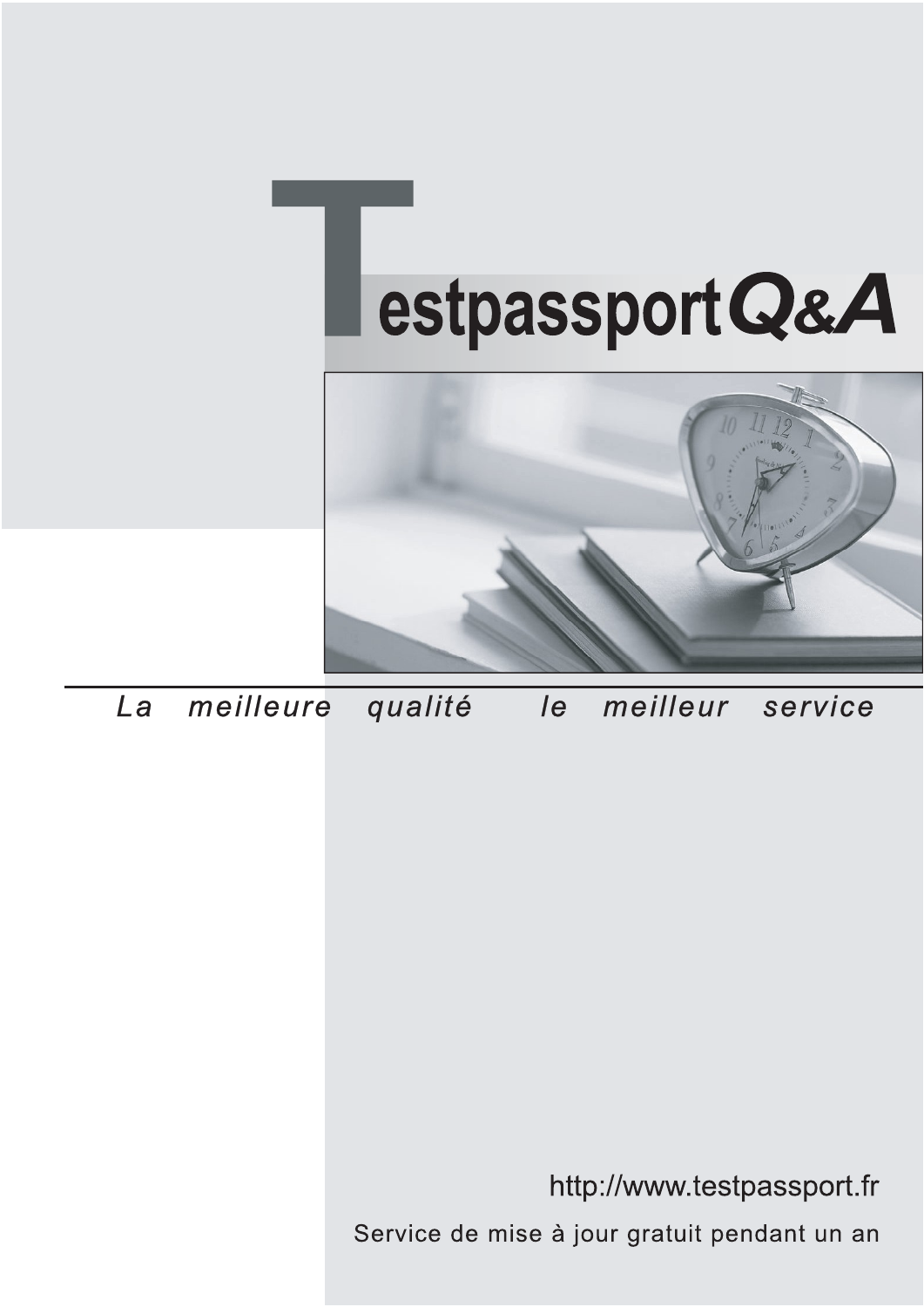# Testpassport*Q&A*

*La meilleure qualité le meilleur service*

http://www.testpassport.fr

Service de mise à jour gratuit pendant un an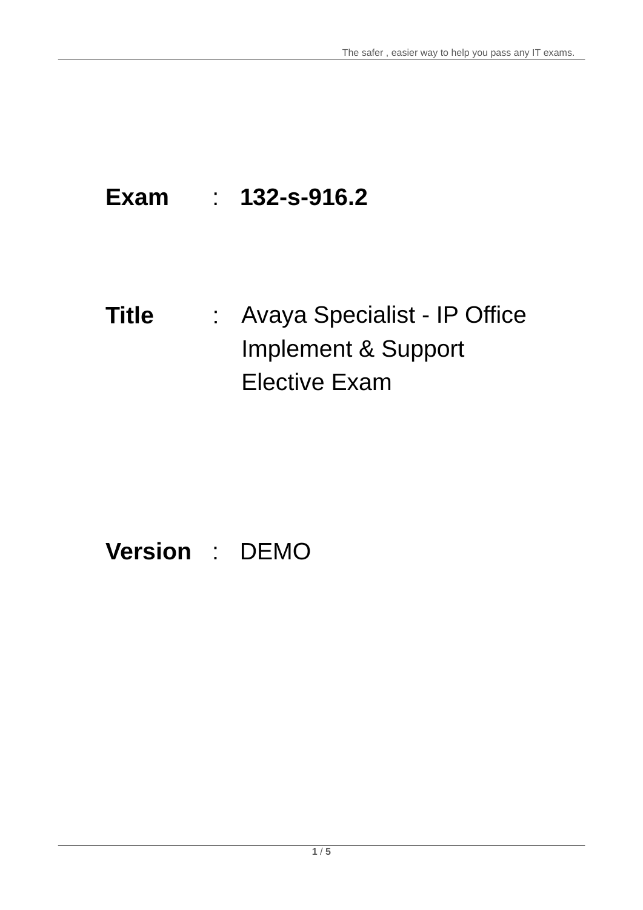**Exam** : **132-s-916.2**

**Title** : Avaya Specialist - IP Office Implement & Support Elective Exam

**Version** : DEMO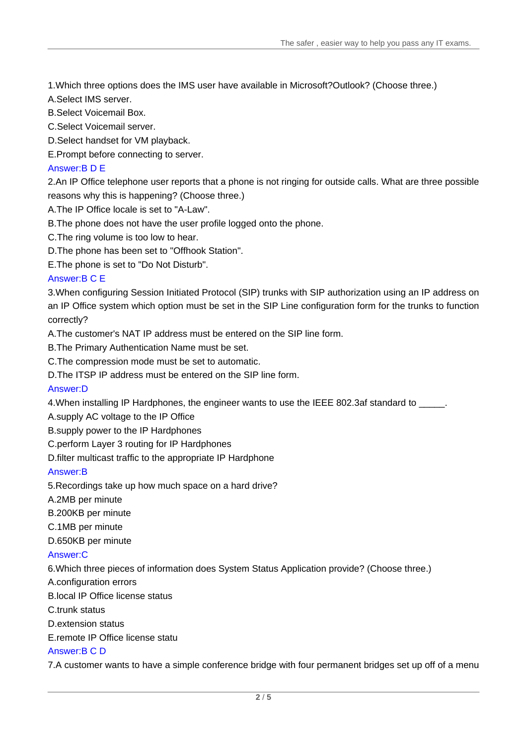1.Which three options does the IMS user have available in Microsoft?Outlook? (Choose three.)

A.Select IMS server.

B.Select Voicemail Box.

C.Select Voicemail server.

D.Select handset for VM playback.

E.Prompt before connecting to server.

Answer:B D E

2.An IP Office telephone user reports that a phone is not ringing for outside calls. What are three possible reasons why this is happening? (Choose three.)

A.The IP Office locale is set to "A-Law".

B.The phone does not have the user profile logged onto the phone.

C.The ring volume is too low to hear.

D.The phone has been set to "Offhook Station".

E.The phone is set to "Do Not Disturb".

Answer:B C E

3.When configuring Session Initiated Protocol (SIP) trunks with SIP authorization using an IP address on an IP Office system which option must be set in the SIP Line configuration form for the trunks to function correctly?

A.The customer's NAT IP address must be entered on the SIP line form.

B.The Primary Authentication Name must be set.

C.The compression mode must be set to automatic.

D.The ITSP IP address must be entered on the SIP line form.

Answer:D

4.When installing IP Hardphones, the engineer wants to use the IEEE 802.3af standard to _____.

A.supply AC voltage to the IP Office

B.supply power to the IP Hardphones

C.perform Layer 3 routing for IP Hardphones

D.filter multicast traffic to the appropriate IP Hardphone

Answer:B

5.Recordings take up how much space on a hard drive?

A.2MB per minute

B.200KB per minute

C.1MB per minute

D.650KB per minute

Answer:C

6.Which three pieces of information does System Status Application provide? (Choose three.)

A.configuration errors

B.local IP Office license status

C.trunk status

D.extension status

E.remote IP Office license statu

Answer:B C D

7.A customer wants to have a simple conference bridge with four permanent bridges set up off of a menu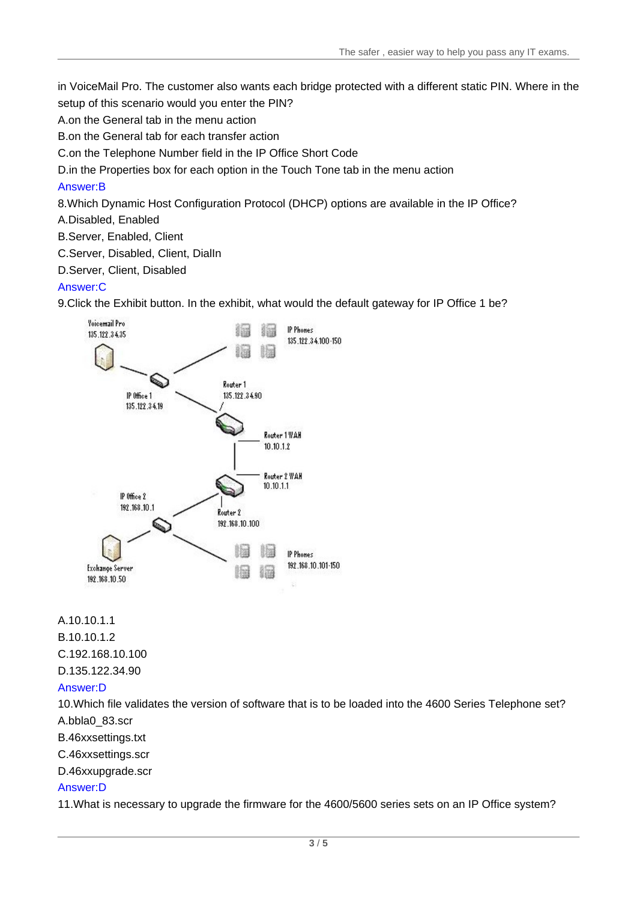in VoiceMail Pro. The customer also wants each bridge protected with a different static PIN. Where in the setup of this scenario would you enter the PIN?

A.on the General tab in the menu action

B.on the General tab for each transfer action

C.on the Telephone Number field in the IP Office Short Code

D.in the Properties box for each option in the Touch Tone tab in the menu action

Answer:B

8.Which Dynamic Host Configuration Protocol (DHCP) options are available in the IP Office?

A.Disabled, Enabled

B.Server, Enabled, Client

C.Server, Disabled, Client, DialIn

D.Server, Client, Disabled

Answer:C

9.Click the Exhibit button. In the exhibit, what would the default gateway for IP Office 1 be?

A.10.10.1.1

B.10.10.1.2

C.192.168.10.100

D.135.122.34.90

Answer:D

10.Which file validates the version of software that is to be loaded into the 4600 Series Telephone set?

A.bbla0_83.scr

B.46xxsettings.txt

C.46xxsettings.scr

D.46xxupgrade.scr

Answer:D

11.What is necessary to upgrade the firmware for the 4600/5600 series sets on an IP Office system?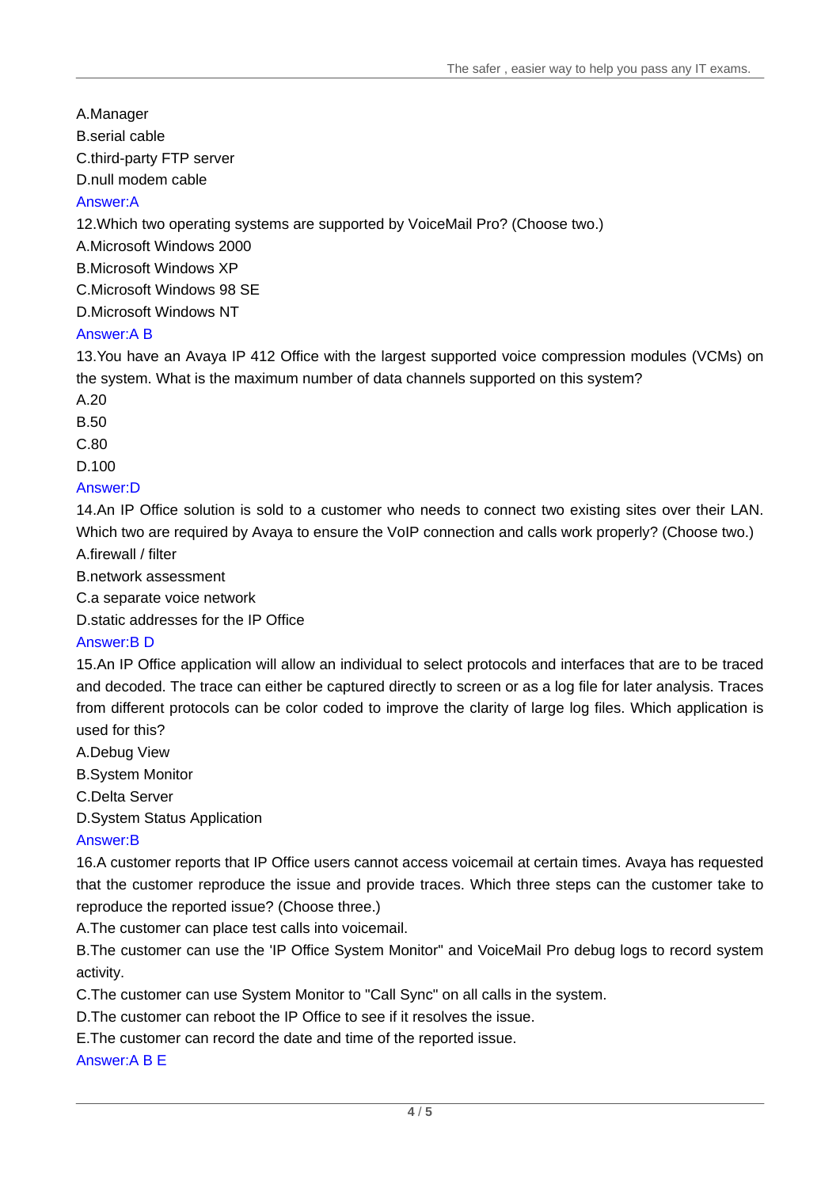A.Manager

B.serial cable

C.third-party FTP server

D.null modem cable

Answer:A

12.Which two operating systems are supported by VoiceMail Pro? (Choose two.)

A.Microsoft Windows 2000

B.Microsoft Windows XP

C.Microsoft Windows 98 SE

D.Microsoft Windows NT

Answer:A B

13.You have an Avaya IP 412 Office with the largest supported voice compression modules (VCMs) on the system. What is the maximum number of data channels supported on this system?

A.20

B.50

C.80

D.100

Answer:D

14.An IP Office solution is sold to a customer who needs to connect two existing sites over their LAN. Which two are required by Avaya to ensure the VoIP connection and calls work properly? (Choose two.)

A.firewall / filter

B.network assessment

C.a separate voice network

D.static addresses for the IP Office

Answer:B D

15.An IP Office application will allow an individual to select protocols and interfaces that are to be traced and decoded. The trace can either be captured directly to screen or as a log file for later analysis. Traces from different protocols can be color coded to improve the clarity of large log files. Which application is used for this?

A.Debug View

B.System Monitor

C.Delta Server

D.System Status Application

Answer:B

16.A customer reports that IP Office users cannot access voicemail at certain times. Avaya has requested that the customer reproduce the issue and provide traces. Which three steps can the customer take to reproduce the reported issue? (Choose three.)

A.The customer can place test calls into voicemail.

B.The customer can use the 'IP Office System Monitor" and VoiceMail Pro debug logs to record system activity.

C.The customer can use System Monitor to "Call Sync" on all calls in the system.

D.The customer can reboot the IP Office to see if it resolves the issue.

E.The customer can record the date and time of the reported issue.

Answer:A B E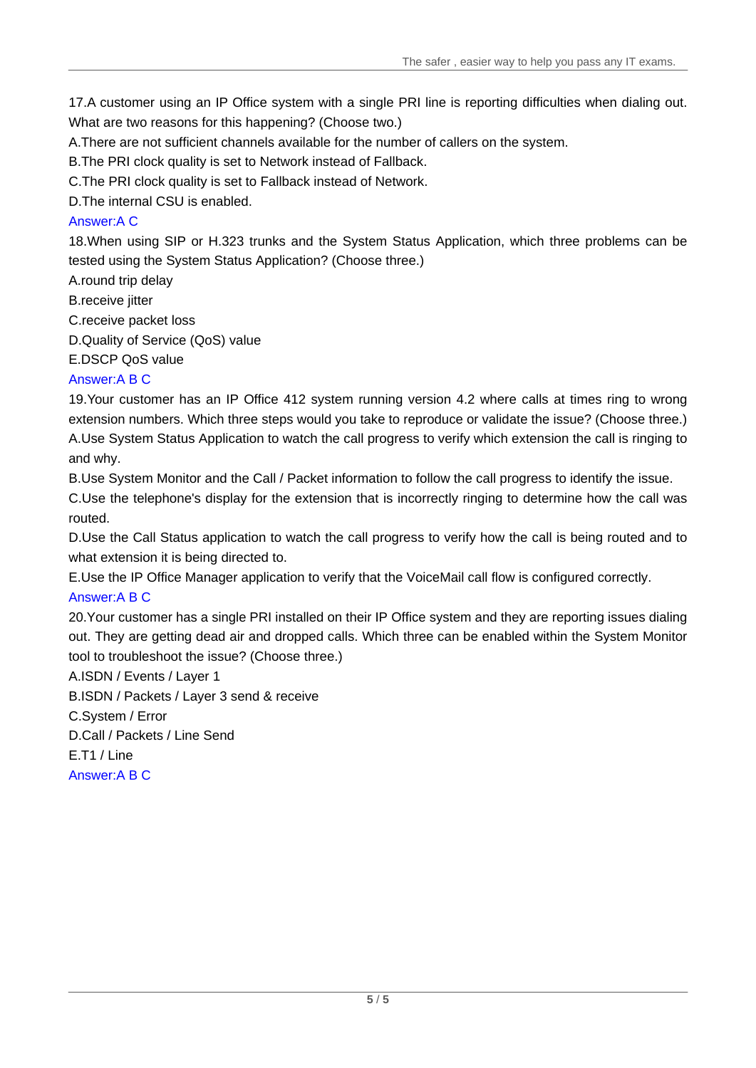17.A customer using an IP Office system with a single PRI line is reporting difficulties when dialing out. What are two reasons for this happening? (Choose two.)

A.There are not sufficient channels available for the number of callers on the system.

B.The PRI clock quality is set to Network instead of Fallback.

C.The PRI clock quality is set to Fallback instead of Network.

D.The internal CSU is enabled.

Answer:A C

18.When using SIP or H.323 trunks and the System Status Application, which three problems can be tested using the System Status Application? (Choose three.)

A.round trip delay

B.receive jitter

C.receive packet loss

D.Quality of Service (QoS) value

E.DSCP QoS value

Answer:A B C

19.Your customer has an IP Office 412 system running version 4.2 where calls at times ring to wrong extension numbers. Which three steps would you take to reproduce or validate the issue? (Choose three.)

A.Use System Status Application to watch the call progress to verify which extension the call is ringing to and why.

B.Use System Monitor and the Call / Packet information to follow the call progress to identify the issue.

C.Use the telephone's display for the extension that is incorrectly ringing to determine how the call was routed.

D.Use the Call Status application to watch the call progress to verify how the call is being routed and to what extension it is being directed to.

E.Use the IP Office Manager application to verify that the VoiceMail call flow is configured correctly.

Answer:A B C

20.Your customer has a single PRI installed on their IP Office system and they are reporting issues dialing out. They are getting dead air and dropped calls. Which three can be enabled within the System Monitor tool to troubleshoot the issue? (Choose three.)

A.ISDN / Events / Layer 1

B.ISDN / Packets / Layer 3 send & receive

C.System / Error

D.Call / Packets / Line Send

E.T1 / Line

Answer:A B C